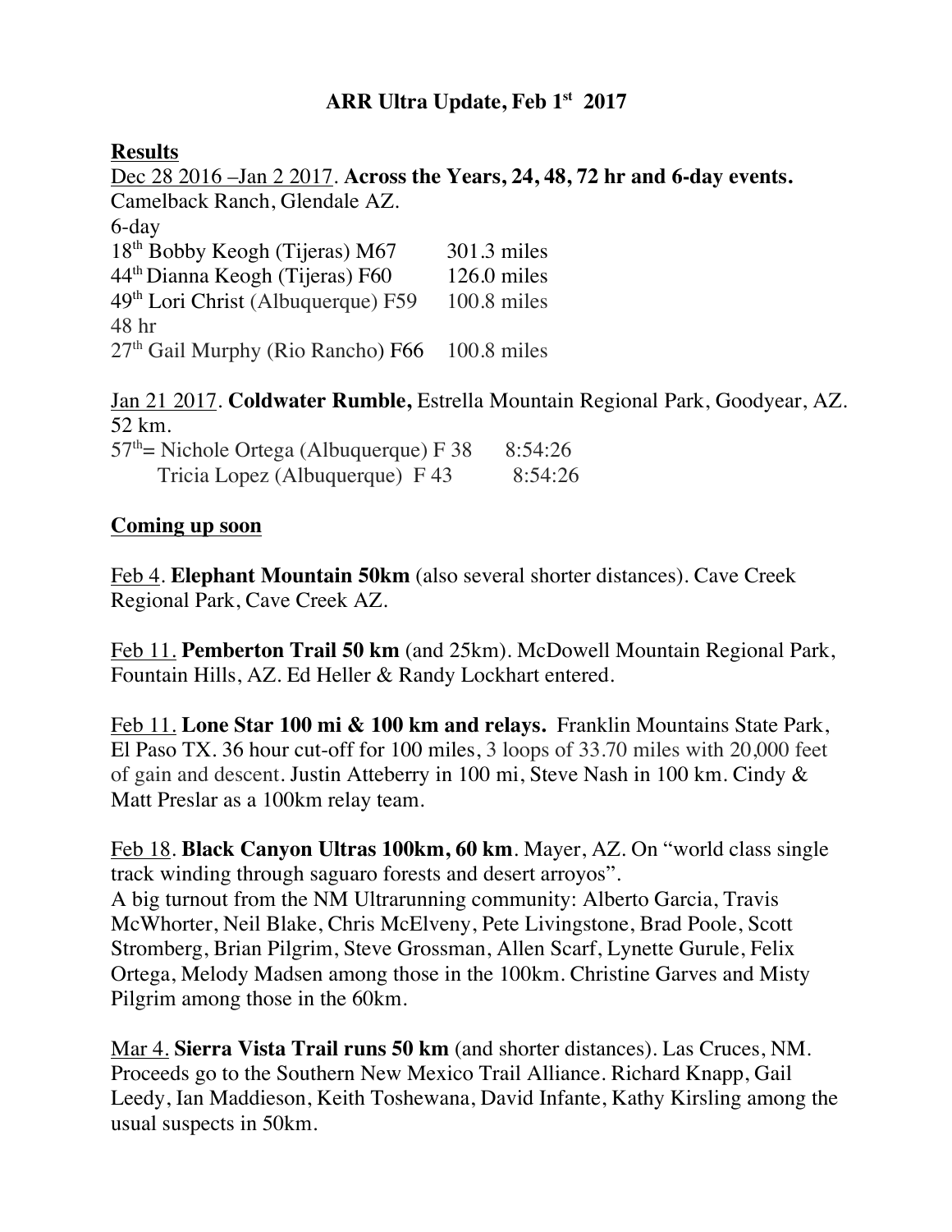# ARR Ultra Update, Feb 1st 2017

## Results

Dec 28 2016 –Jan 2 2017. **Across the Years, 24, 48, 72 hr and 6-day events.** Camelback Ranch, Glendale AZ.

6-day

18th Bobby Keogh (Tijeras) M67 301.3 miles
44th Dianna Keogh (Tijeras) F60 126.0 miles
49th Lori Christ (Albuquerque) F59 100.8 miles

48 hr

27th Gail Murphy (Rio Rancho) F66 100.8 miles

Jan 21 2017. **Coldwater Rumble,** Estrella Mountain Regional Park, Goodyear, AZ. 52 km.

57th= Nichole Ortega (Albuquerque) F 38 8:54:26
Tricia Lopez (Albuquerque) F 43 8:54:26

## Coming up soon

Feb 4. **Elephant Mountain 50km** (also several shorter distances). Cave Creek Regional Park, Cave Creek AZ.

Feb 11. **Pemberton Trail 50 km** (and 25km). McDowell Mountain Regional Park, Fountain Hills, AZ. Ed Heller & Randy Lockhart entered.

Feb 11. **Lone Star 100 mi & 100 km and relays.** Franklin Mountains State Park, El Paso TX. 36 hour cut-off for 100 miles, 3 loops of 33.70 miles with 20,000 feet of gain and descent. Justin Atteberry in 100 mi, Steve Nash in 100 km. Cindy & Matt Preslar as a 100km relay team.

Feb 18. **Black Canyon Ultras 100km, 60 km**. Mayer, AZ. On "world class single track winding through saguaro forests and desert arroyos".
A big turnout from the NM Ultrarunning community: Alberto Garcia, Travis McWhorter, Neil Blake, Chris McElveny, Pete Livingstone, Brad Poole, Scott Stromberg, Brian Pilgrim, Steve Grossman, Allen Scarf, Lynette Gurule, Felix Ortega, Melody Madsen among those in the 100km. Christine Garves and Misty Pilgrim among those in the 60km.

Mar 4. **Sierra Vista Trail runs 50 km** (and shorter distances). Las Cruces, NM. Proceeds go to the Southern New Mexico Trail Alliance. Richard Knapp, Gail Leedy, Ian Maddieson, Keith Toshewana, David Infante, Kathy Kirsling among the usual suspects in 50km.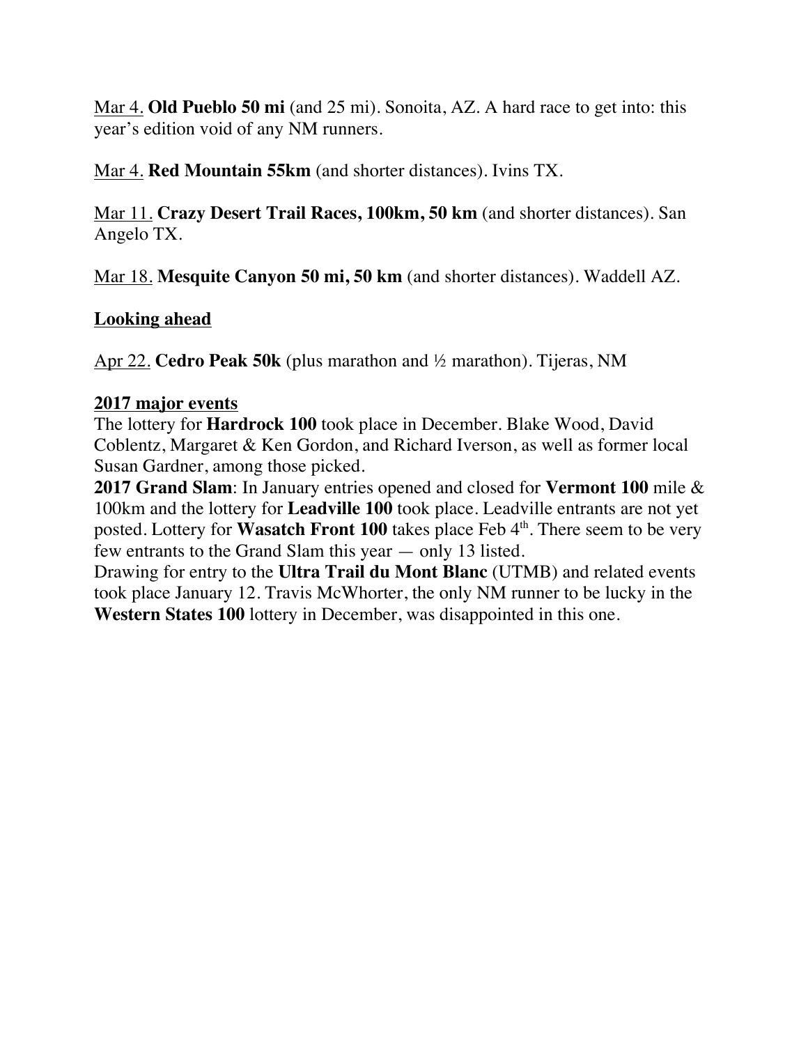Mar 4. **Old Pueblo 50 mi** (and 25 mi). Sonoita, AZ. A hard race to get into: this year's edition void of any NM runners.

Mar 4. **Red Mountain 55km** (and shorter distances). Ivins TX.

Mar 11. **Crazy Desert Trail Races, 100km, 50 km** (and shorter distances). San Angelo TX.

Mar 18. **Mesquite Canyon 50 mi, 50 km** (and shorter distances). Waddell AZ.

**Looking ahead**

Apr 22. **Cedro Peak 50k** (plus marathon and ½ marathon). Tijeras, NM

**2017 major events**

The lottery for **Hardrock 100** took place in December. Blake Wood, David Coblentz, Margaret & Ken Gordon, and Richard Iverson, as well as former local Susan Gardner, among those picked.

**2017 Grand Slam**: In January entries opened and closed for **Vermont 100** mile & 100km and the lottery for **Leadville 100** took place. Leadville entrants are not yet posted. Lottery for **Wasatch Front 100** takes place Feb 4th. There seem to be very few entrants to the Grand Slam this year — only 13 listed.

Drawing for entry to the **Ultra Trail du Mont Blanc** (UTMB) and related events took place January 12. Travis McWhorter, the only NM runner to be lucky in the **Western States 100** lottery in December, was disappointed in this one.